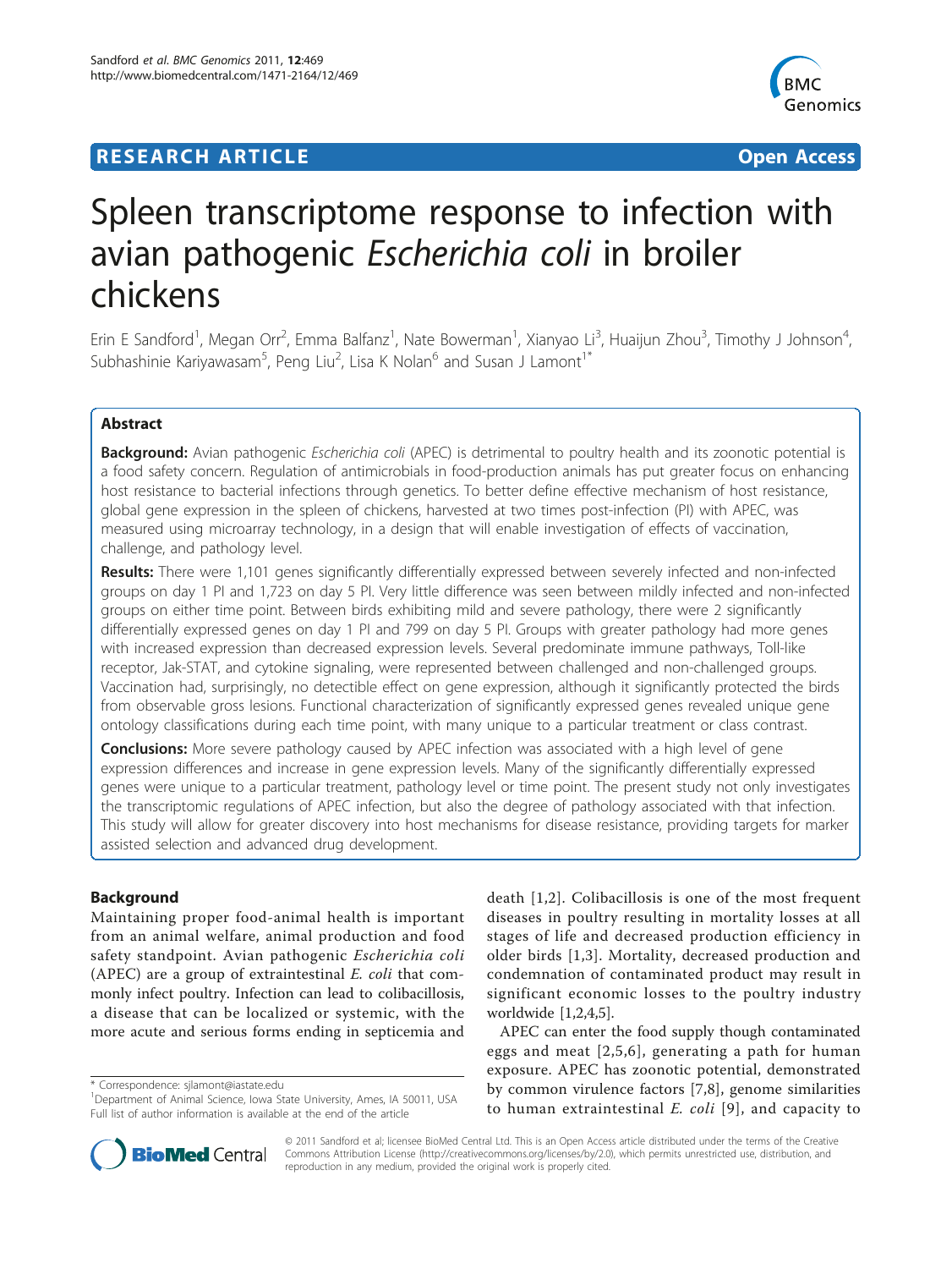# RESEARCH ARTICLE

**Open Access**

# Spleen transcriptome response to infection with avian pathogenic *Escherichia coli* in broiler chickens

Erin E Sandford[1], Megan Orr[2], Emma Balfanz[1], Nate Bowerman[1], Xianyao Li[3], Huaijun Zhou[3], Timothy J Johnson[4], Subhashinie Kariyawasam[5], Peng Liu[2], Lisa K Nolan[6] and Susan J Lamont[1*]

## Abstract

**Background:** Avian pathogenic *Escherichia coli* (APEC) is detrimental to poultry health and its zoonotic potential is a food safety concern. Regulation of antimicrobials in food-production animals has put greater focus on enhancing host resistance to bacterial infections through genetics. To better define effective mechanism of host resistance, global gene expression in the spleen of chickens, harvested at two times post-infection (PI) with APEC, was measured using microarray technology, in a design that will enable investigation of effects of vaccination, challenge, and pathology level.

**Results:** There were 1,101 genes significantly differentially expressed between severely infected and non-infected groups on day 1 PI and 1,723 on day 5 PI. Very little difference was seen between mildly infected and non-infected groups on either time point. Between birds exhibiting mild and severe pathology, there were 2 significantly differentially expressed genes on day 1 PI and 799 on day 5 PI. Groups with greater pathology had more genes with increased expression than decreased expression levels. Several predominate immune pathways, Toll-like receptor, Jak-STAT, and cytokine signaling, were represented between challenged and non-challenged groups. Vaccination had, surprisingly, no detectible effect on gene expression, although it significantly protected the birds from observable gross lesions. Functional characterization of significantly expressed genes revealed unique gene ontology classifications during each time point, with many unique to a particular treatment or class contrast.

**Conclusions:** More severe pathology caused by APEC infection was associated with a high level of gene expression differences and increase in gene expression levels. Many of the significantly differentially expressed genes were unique to a particular treatment, pathology level or time point. The present study not only investigates the transcriptomic regulations of APEC infection, but also the degree of pathology associated with that infection. This study will allow for greater discovery into host mechanisms for disease resistance, providing targets for marker assisted selection and advanced drug development.

## Background

Maintaining proper food-animal health is important from an animal welfare, animal production and food safety standpoint. Avian pathogenic *Escherichia coli* (APEC) are a group of extraintestinal *E. coli* that commonly infect poultry. Infection can lead to colibacillosis, a disease that can be localized or systemic, with the more acute and serious forms ending in septicemia and death [1,2]. Colibacillosis is one of the most frequent diseases in poultry resulting in mortality losses at all stages of life and decreased production efficiency in older birds [1,3]. Mortality, decreased production and condemnation of contaminated product may result in significant economic losses to the poultry industry worldwide [1,2,4,5].

APEC can enter the food supply though contaminated eggs and meat [2,5,6], generating a path for human exposure. APEC has zoonotic potential, demonstrated by common virulence factors [7,8], genome similarities to human extraintestinal *E. coli* [9], and capacity to

\* Correspondence: sjlamont@iastate.edu
[1]Department of Animal Science, Iowa State University, Ames, IA 50011, USA
Full list of author information is available at the end of the article

© 2011 Sandford et al; licensee BioMed Central Ltd. This is an Open Access article distributed under the terms of the Creative Commons Attribution License (http://creativecommons.org/licenses/by/2.0), which permits unrestricted use, distribution, and reproduction in any medium, provided the original work is properly cited.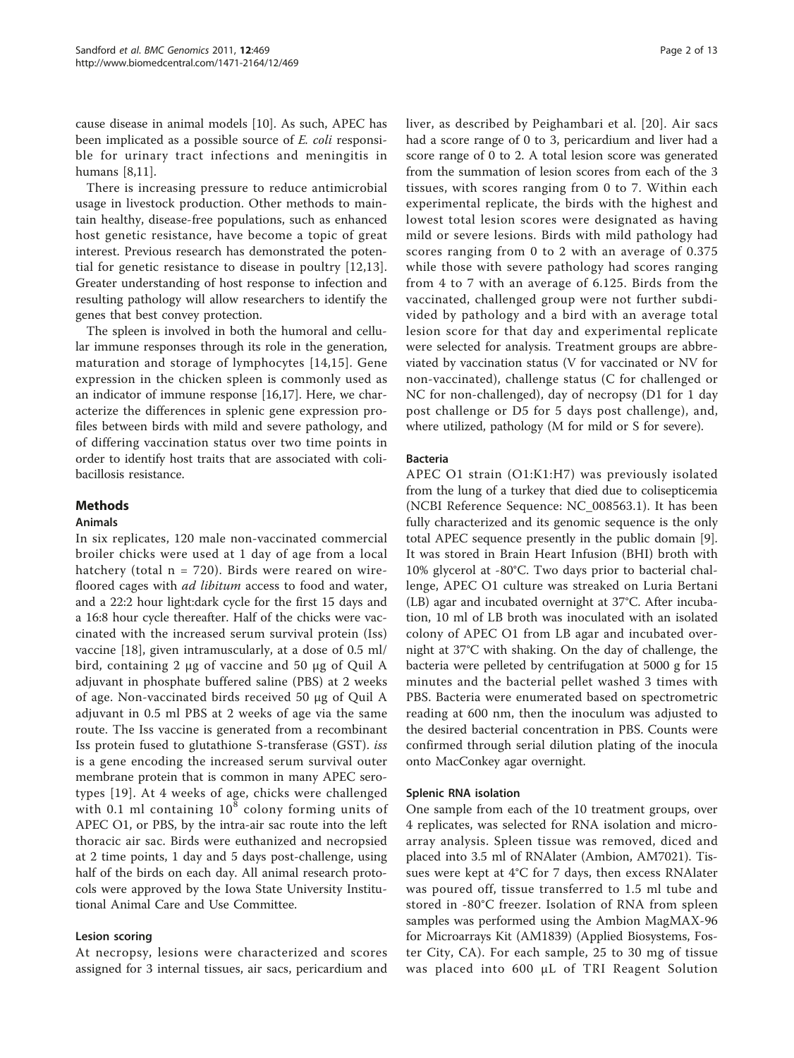cause disease in animal models [10]. As such, APEC has been implicated as a possible source of *E. coli* responsible for urinary tract infections and meningitis in humans [8,11].

There is increasing pressure to reduce antimicrobial usage in livestock production. Other methods to maintain healthy, disease-free populations, such as enhanced host genetic resistance, have become a topic of great interest. Previous research has demonstrated the potential for genetic resistance to disease in poultry [12,13]. Greater understanding of host response to infection and resulting pathology will allow researchers to identify the genes that best convey protection.

The spleen is involved in both the humoral and cellular immune responses through its role in the generation, maturation and storage of lymphocytes [14,15]. Gene expression in the chicken spleen is commonly used as an indicator of immune response [16,17]. Here, we characterize the differences in splenic gene expression profiles between birds with mild and severe pathology, and of differing vaccination status over two time points in order to identify host traits that are associated with colibacillosis resistance.

## Methods

### Animals

In six replicates, 120 male non-vaccinated commercial broiler chicks were used at 1 day of age from a local hatchery (total n = 720). Birds were reared on wire-floored cages with *ad libitum* access to food and water, and a 22:2 hour light:dark cycle for the first 15 days and a 16:8 hour cycle thereafter. Half of the chicks were vaccinated with the increased serum survival protein (Iss) vaccine [18], given intramuscularly, at a dose of 0.5 ml/bird, containing 2 μg of vaccine and 50 μg of Quil A adjuvant in phosphate buffered saline (PBS) at 2 weeks of age. Non-vaccinated birds received 50 μg of Quil A adjuvant in 0.5 ml PBS at 2 weeks of age via the same route. The Iss vaccine is generated from a recombinant Iss protein fused to glutathione S-transferase (GST). *iss* is a gene encoding the increased serum survival outer membrane protein that is common in many APEC serotypes [19]. At 4 weeks of age, chicks were challenged with 0.1 ml containing $10^8$ colony forming units of APEC O1, or PBS, by the intra-air sac route into the left thoracic air sac. Birds were euthanized and necropsied at 2 time points, 1 day and 5 days post-challenge, using half of the birds on each day. All animal research protocols were approved by the Iowa State University Institutional Animal Care and Use Committee.

### Lesion scoring

At necropsy, lesions were characterized and scores assigned for 3 internal tissues, air sacs, pericardium and liver, as described by Peighambari et al. [20]. Air sacs had a score range of 0 to 3, pericardium and liver had a score range of 0 to 2. A total lesion score was generated from the summation of lesion scores from each of the 3 tissues, with scores ranging from 0 to 7. Within each experimental replicate, the birds with the highest and lowest total lesion scores were designated as having mild or severe lesions. Birds with mild pathology had scores ranging from 0 to 2 with an average of 0.375 while those with severe pathology had scores ranging from 4 to 7 with an average of 6.125. Birds from the vaccinated, challenged group were not further subdivided by pathology and a bird with an average total lesion score for that day and experimental replicate were selected for analysis. Treatment groups are abbreviated by vaccination status (V for vaccinated or NV for non-vaccinated), challenge status (C for challenged or NC for non-challenged), day of necropsy (D1 for 1 day post challenge or D5 for 5 days post challenge), and, where utilized, pathology (M for mild or S for severe).

### Bacteria

APEC O1 strain (O1:K1:H7) was previously isolated from the lung of a turkey that died due to colisepticemia (NCBI Reference Sequence: NC_008563.1). It has been fully characterized and its genomic sequence is the only total APEC sequence presently in the public domain [9]. It was stored in Brain Heart Infusion (BHI) broth with 10% glycerol at -80°C. Two days prior to bacterial challenge, APEC O1 culture was streaked on Luria Bertani (LB) agar and incubated overnight at 37°C. After incubation, 10 ml of LB broth was inoculated with an isolated colony of APEC O1 from LB agar and incubated overnight at 37°C with shaking. On the day of challenge, the bacteria were pelleted by centrifugation at 5000 g for 15 minutes and the bacterial pellet washed 3 times with PBS. Bacteria were enumerated based on spectrometric reading at 600 nm, then the inoculum was adjusted to the desired bacterial concentration in PBS. Counts were confirmed through serial dilution plating of the inocula onto MacConkey agar overnight.

### Splenic RNA isolation

One sample from each of the 10 treatment groups, over 4 replicates, was selected for RNA isolation and microarray analysis. Spleen tissue was removed, diced and placed into 3.5 ml of RNAlater (Ambion, AM7021). Tissues were kept at 4°C for 7 days, then excess RNAlater was poured off, tissue transferred to 1.5 ml tube and stored in -80°C freezer. Isolation of RNA from spleen samples was performed using the Ambion MagMAX-96 for Microarrays Kit (AM1839) (Applied Biosystems, Foster City, CA). For each sample, 25 to 30 mg of tissue was placed into 600 μL of TRI Reagent Solution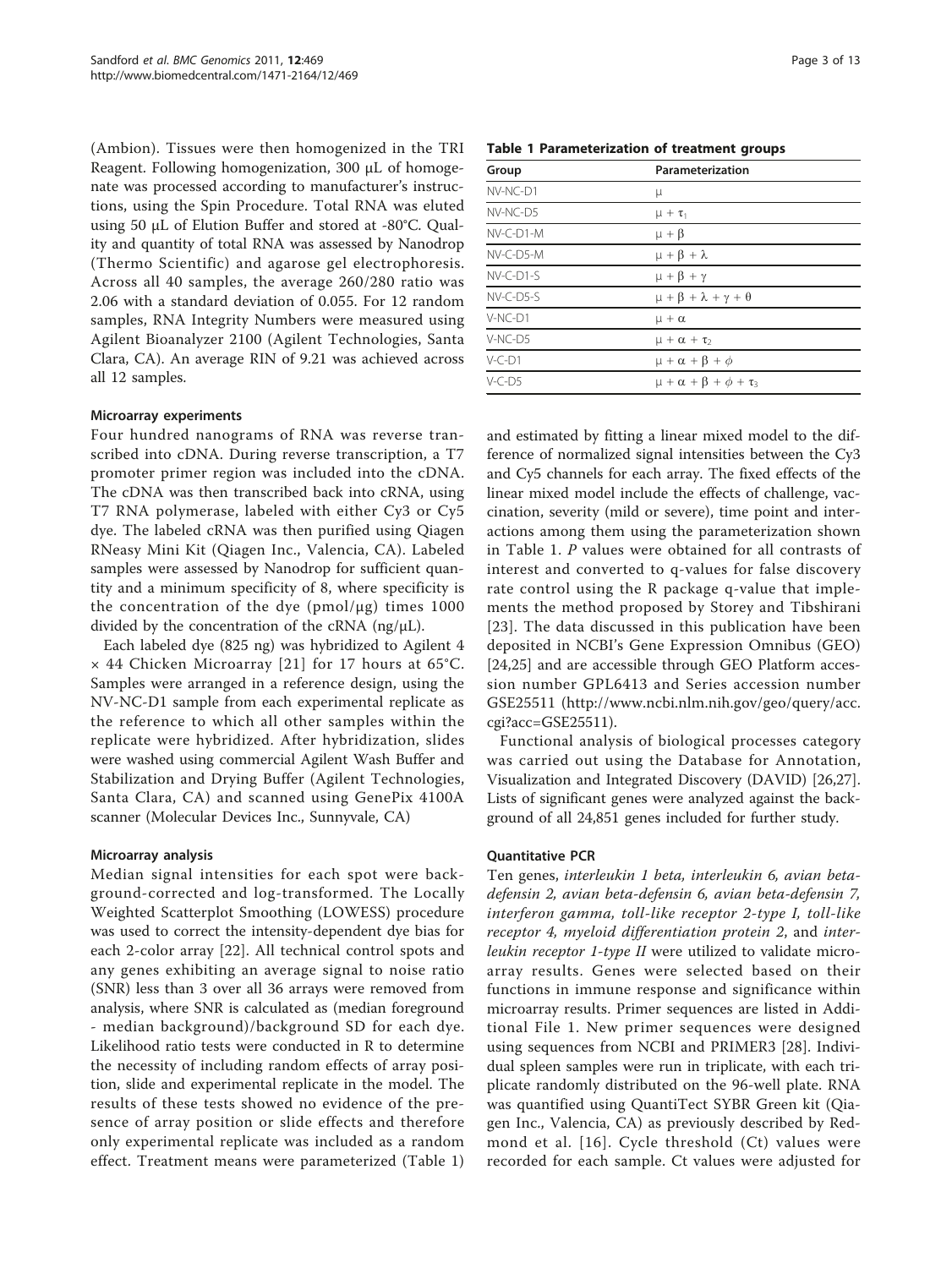(Ambion). Tissues were then homogenized in the TRI Reagent. Following homogenization, 300 μL of homogenate was processed according to manufacturer's instructions, using the Spin Procedure. Total RNA was eluted using 50 μL of Elution Buffer and stored at -80°C. Quality and quantity of total RNA was assessed by Nanodrop (Thermo Scientific) and agarose gel electrophoresis. Across all 40 samples, the average 260/280 ratio was 2.06 with a standard deviation of 0.055. For 12 random samples, RNA Integrity Numbers were measured using Agilent Bioanalyzer 2100 (Agilent Technologies, Santa Clara, CA). An average RIN of 9.21 was achieved across all 12 samples.

### Microarray experiments

Four hundred nanograms of RNA was reverse transcribed into cDNA. During reverse transcription, a T7 promoter primer region was included into the cDNA. The cDNA was then transcribed back into cRNA, using T7 RNA polymerase, labeled with either Cy3 or Cy5 dye. The labeled cRNA was then purified using Qiagen RNeasy Mini Kit (Qiagen Inc., Valencia, CA). Labeled samples were assessed by Nanodrop for sufficient quantity and a minimum specificity of 8, where specificity is the concentration of the dye (pmol/μg) times 1000 divided by the concentration of the cRNA (ng/μL).

Each labeled dye (825 ng) was hybridized to Agilent 4 × 44 Chicken Microarray [21] for 17 hours at 65°C. Samples were arranged in a reference design, using the NV-NC-D1 sample from each experimental replicate as the reference to which all other samples within the replicate were hybridized. After hybridization, slides were washed using commercial Agilent Wash Buffer and Stabilization and Drying Buffer (Agilent Technologies, Santa Clara, CA) and scanned using GenePix 4100A scanner (Molecular Devices Inc., Sunnyvale, CA)

### Microarray analysis

Median signal intensities for each spot were background-corrected and log-transformed. The Locally Weighted Scatterplot Smoothing (LOWESS) procedure was used to correct the intensity-dependent dye bias for each 2-color array [22]. All technical control spots and any genes exhibiting an average signal to noise ratio (SNR) less than 3 over all 36 arrays were removed from analysis, where SNR is calculated as (median foreground - median background)/background SD for each dye. Likelihood ratio tests were conducted in R to determine the necessity of including random effects of array position, slide and experimental replicate in the model. The results of these tests showed no evidence of the presence of array position or slide effects and therefore only experimental replicate was included as a random effect. Treatment means were parameterized (Table 1) and estimated by fitting a linear mixed model to the difference of normalized signal intensities between the Cy3 and Cy5 channels for each array. The fixed effects of the linear mixed model include the effects of challenge, vaccination, severity (mild or severe), time point and interactions among them using the parameterization shown in Table 1. *P* values were obtained for all contrasts of interest and converted to q-values for false discovery rate control using the R package q-value that implements the method proposed by Storey and Tibshirani [23]. The data discussed in this publication have been deposited in NCBI's Gene Expression Omnibus (GEO) [24,25] and are accessible through GEO Platform accession number GPL6413 and Series accession number GSE25511 (http://www.ncbi.nlm.nih.gov/geo/query/acc.cgi?acc=GSE25511).

**Table 1 Parameterization of treatment groups**

| Group | Parameterization |
|---|---|
| NV-NC-D1 | $\mu$ |
| NV-NC-D5 | $\mu + \tau_1$ |
| NV-C-D1-M | $\mu + \beta$ |
| NV-C-D5-M | $\mu + \beta + \lambda$ |
| NV-C-D1-S | $\mu + \beta + \gamma$ |
| NV-C-D5-S | $\mu + \beta + \lambda + \gamma + \theta$ |
| V-NC-D1 | $\mu + \alpha$ |
| V-NC-D5 | $\mu + \alpha + \tau_2$ |
| V-C-D1 | $\mu + \alpha + \beta + \phi$ |
| V-C-D5 | $\mu + \alpha + \beta + \phi + \tau_3$ |

Functional analysis of biological processes category was carried out using the Database for Annotation, Visualization and Integrated Discovery (DAVID) [26,27]. Lists of significant genes were analyzed against the background of all 24,851 genes included for further study.

### Quantitative PCR

Ten genes, *interleukin 1 beta, interleukin 6, avian beta-defensin 2, avian beta-defensin 6, avian beta-defensin 7, interferon gamma, toll-like receptor 2-type I, toll-like receptor 4, myeloid differentiation protein 2*, and *interleukin receptor 1-type II* were utilized to validate microarray results. Genes were selected based on their functions in immune response and significance within microarray results. Primer sequences are listed in Additional File 1. New primer sequences were designed using sequences from NCBI and PRIMER3 [28]. Individual spleen samples were run in triplicate, with each triplicate randomly distributed on the 96-well plate. RNA was quantified using QuantiTect SYBR Green kit (Qiagen Inc., Valencia, CA) as previously described by Redmond et al. [16]. Cycle threshold (Ct) values were recorded for each sample. Ct values were adjusted for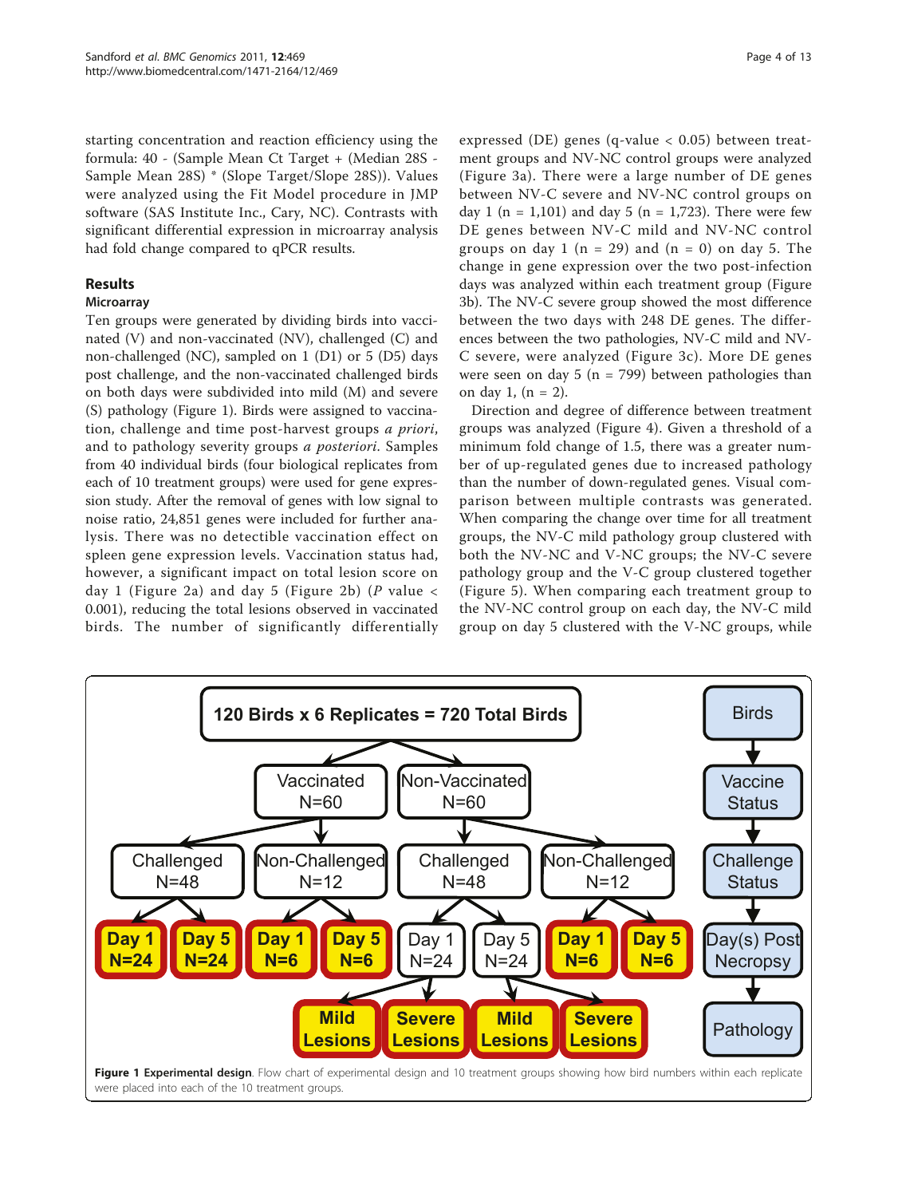starting concentration and reaction efficiency using the formula: 40 - (Sample Mean Ct Target + (Median 28S - Sample Mean 28S) * (Slope Target/Slope 28S)). Values were analyzed using the Fit Model procedure in JMP software (SAS Institute Inc., Cary, NC). Contrasts with significant differential expression in microarray analysis had fold change compared to qPCR results.

## Results

### Microarray

Ten groups were generated by dividing birds into vaccinated (V) and non-vaccinated (NV), challenged (C) and non-challenged (NC), sampled on 1 (D1) or 5 (D5) days post challenge, and the non-vaccinated challenged birds on both days were subdivided into mild (M) and severe (S) pathology (Figure 1). Birds were assigned to vaccination, challenge and time post-harvest groups *a priori*, and to pathology severity groups *a posteriori*. Samples from 40 individual birds (four biological replicates from each of 10 treatment groups) were used for gene expression study. After the removal of genes with low signal to noise ratio, 24,851 genes were included for further analysis. There was no detectible vaccination effect on spleen gene expression levels. Vaccination status had, however, a significant impact on total lesion score on day 1 (Figure 2a) and day 5 (Figure 2b) ($P$ value < 0.001), reducing the total lesions observed in vaccinated birds. The number of significantly differentially expressed (DE) genes (q-value < 0.05) between treatment groups and NV-NC control groups were analyzed (Figure 3a). There were a large number of DE genes between NV-C severe and NV-NC control groups on day 1 (n = 1,101) and day 5 (n = 1,723). There were few DE genes between NV-C mild and NV-NC control groups on day 1 (n = 29) and (n = 0) on day 5. The change in gene expression over the two post-infection days was analyzed within each treatment group (Figure 3b). The NV-C severe group showed the most difference between the two days with 248 DE genes. The differences between the two pathologies, NV-C mild and NV-C severe, were analyzed (Figure 3c). More DE genes were seen on day 5 (n = 799) between pathologies than on day 1, (n = 2).

Direction and degree of difference between treatment groups was analyzed (Figure 4). Given a threshold of a minimum fold change of 1.5, there was a greater number of up-regulated genes due to increased pathology than the number of down-regulated genes. Visual comparison between multiple contrasts was generated. When comparing the change over time for all treatment groups, the NV-C mild pathology group clustered with both the NV-NC and V-NC groups; the NV-C severe pathology group and the V-C group clustered together (Figure 5). When comparing each treatment group to the NV-NC control group on each day, the NV-C mild group on day 5 clustered with the V-NC groups, while

**Figure 1 Experimental design**. Flow chart of experimental design and 10 treatment groups showing how bird numbers within each replicate were placed into each of the 10 treatment groups.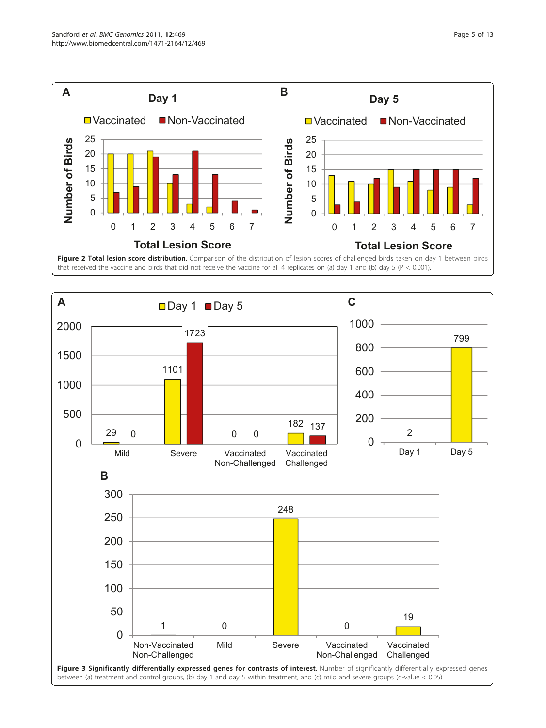**Figure 2 Total lesion score distribution**. Comparison of the distribution of lesion scores of challenged birds taken on day 1 between birds that received the vaccine and birds that did not receive the vaccine for all 4 replicates on (a) day 1 and (b) day 5 (P < 0.001).

**Figure 3 Significantly differentially expressed genes for contrasts of interest**. Number of significantly differentially expressed genes between (a) treatment and control groups, (b) day 1 and day 5 within treatment, and (c) mild and severe groups (q-value < 0.05).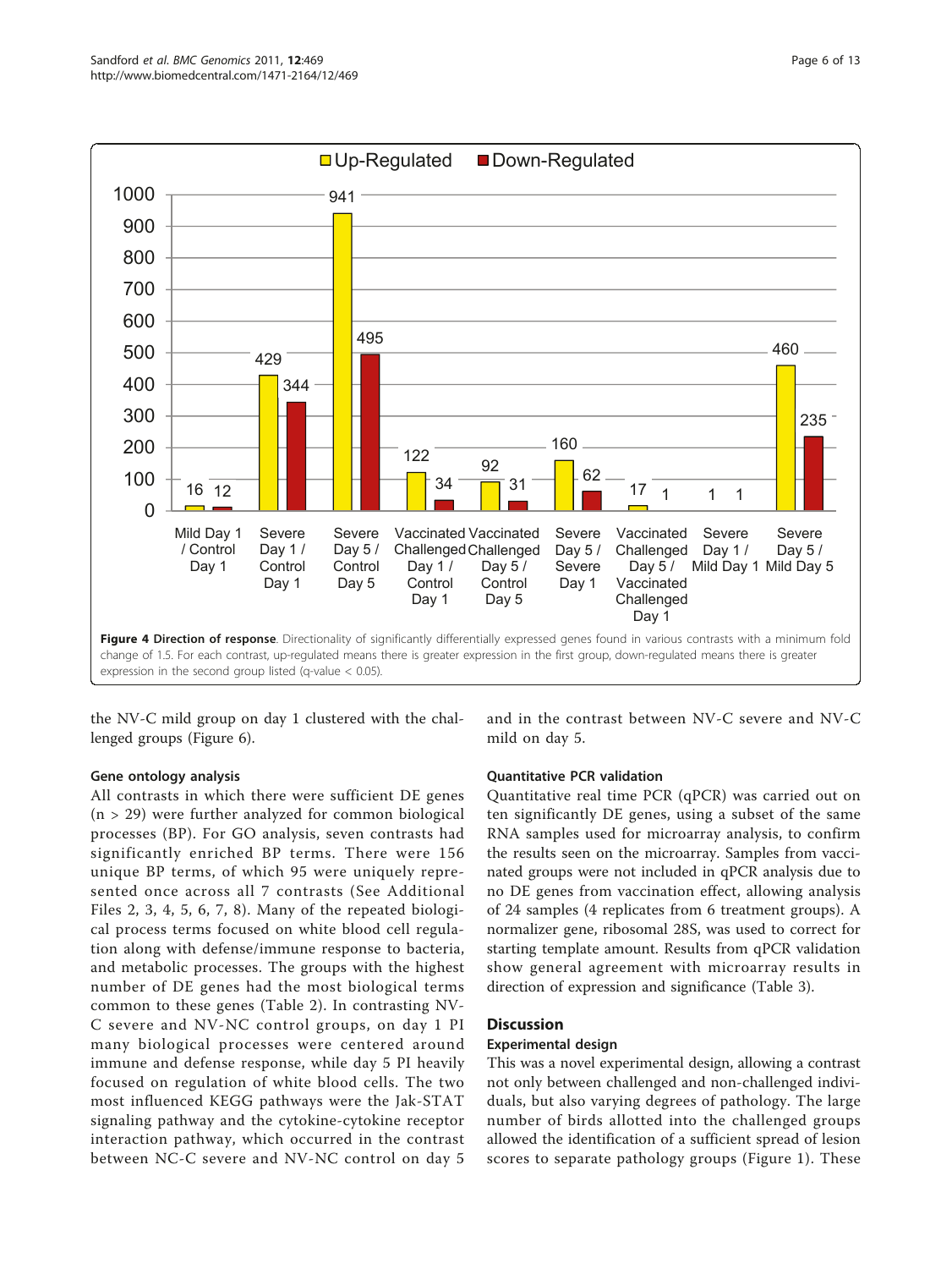**Figure 4 Direction of response**. Directionality of significantly differentially expressed genes found in various contrasts with a minimum fold change of 1.5. For each contrast, up-regulated means there is greater expression in the first group, down-regulated means there is greater expression in the second group listed (q-value < 0.05).

the NV-C mild group on day 1 clustered with the challenged groups (Figure 6).

### Gene ontology analysis

All contrasts in which there were sufficient DE genes (n > 29) were further analyzed for common biological processes (BP). For GO analysis, seven contrasts had significantly enriched BP terms. There were 156 unique BP terms, of which 95 were uniquely represented once across all 7 contrasts (See Additional Files 2, 3, 4, 5, 6, 7, 8). Many of the repeated biological process terms focused on white blood cell regulation along with defense/immune response to bacteria, and metabolic processes. The groups with the highest number of DE genes had the most biological terms common to these genes (Table 2). In contrasting NV-C severe and NV-NC control groups, on day 1 PI many biological processes were centered around immune and defense response, while day 5 PI heavily focused on regulation of white blood cells. The two most influenced KEGG pathways were the Jak-STAT signaling pathway and the cytokine-cytokine receptor interaction pathway, which occurred in the contrast between NC-C severe and NV-NC control on day 5 and in the contrast between NV-C severe and NV-C mild on day 5.

### Quantitative PCR validation

Quantitative real time PCR (qPCR) was carried out on ten significantly DE genes, using a subset of the same RNA samples used for microarray analysis, to confirm the results seen on the microarray. Samples from vaccinated groups were not included in qPCR analysis due to no DE genes from vaccination effect, allowing analysis of 24 samples (4 replicates from 6 treatment groups). A normalizer gene, ribosomal 28S, was used to correct for starting template amount. Results from qPCR validation show general agreement with microarray results in direction of expression and significance (Table 3).

## Discussion

### Experimental design

This was a novel experimental design, allowing a contrast not only between challenged and non-challenged individuals, but also varying degrees of pathology. The large number of birds allotted into the challenged groups allowed the identification of a sufficient spread of lesion scores to separate pathology groups (Figure 1). These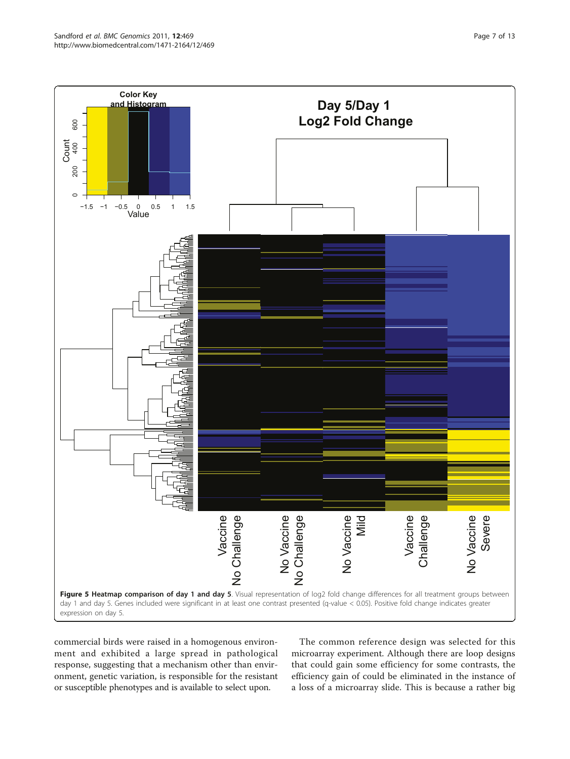**Figure 5 Heatmap comparison of day 1 and day 5**. Visual representation of log2 fold change differences for all treatment groups between day 1 and day 5. Genes included were significant in at least one contrast presented (q-value < 0.05). Positive fold change indicates greater expression on day 5.

commercial birds were raised in a homogenous environment and exhibited a large spread in pathological response, suggesting that a mechanism other than environment, genetic variation, is responsible for the resistant or susceptible phenotypes and is available to select upon.

The common reference design was selected for this microarray experiment. Although there are loop designs that could gain some efficiency for some contrasts, the efficiency gain of could be eliminated in the instance of a loss of a microarray slide. This is because a rather big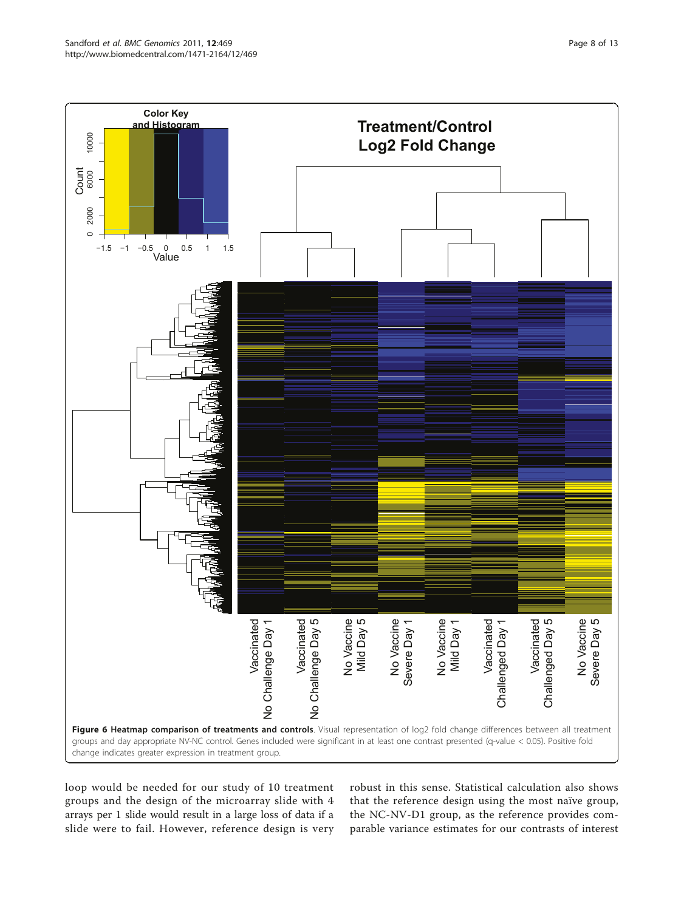**Figure 6 Heatmap comparison of treatments and controls**. Visual representation of log2 fold change differences between all treatment groups and day appropriate NV-NC control. Genes included were significant in at least one contrast presented (q-value < 0.05). Positive fold change indicates greater expression in treatment group.

loop would be needed for our study of 10 treatment groups and the design of the microarray slide with 4 arrays per 1 slide would result in a large loss of data if a slide were to fail. However, reference design is very robust in this sense. Statistical calculation also shows that the reference design using the most naïve group, the NC-NV-D1 group, as the reference provides comparable variance estimates for our contrasts of interest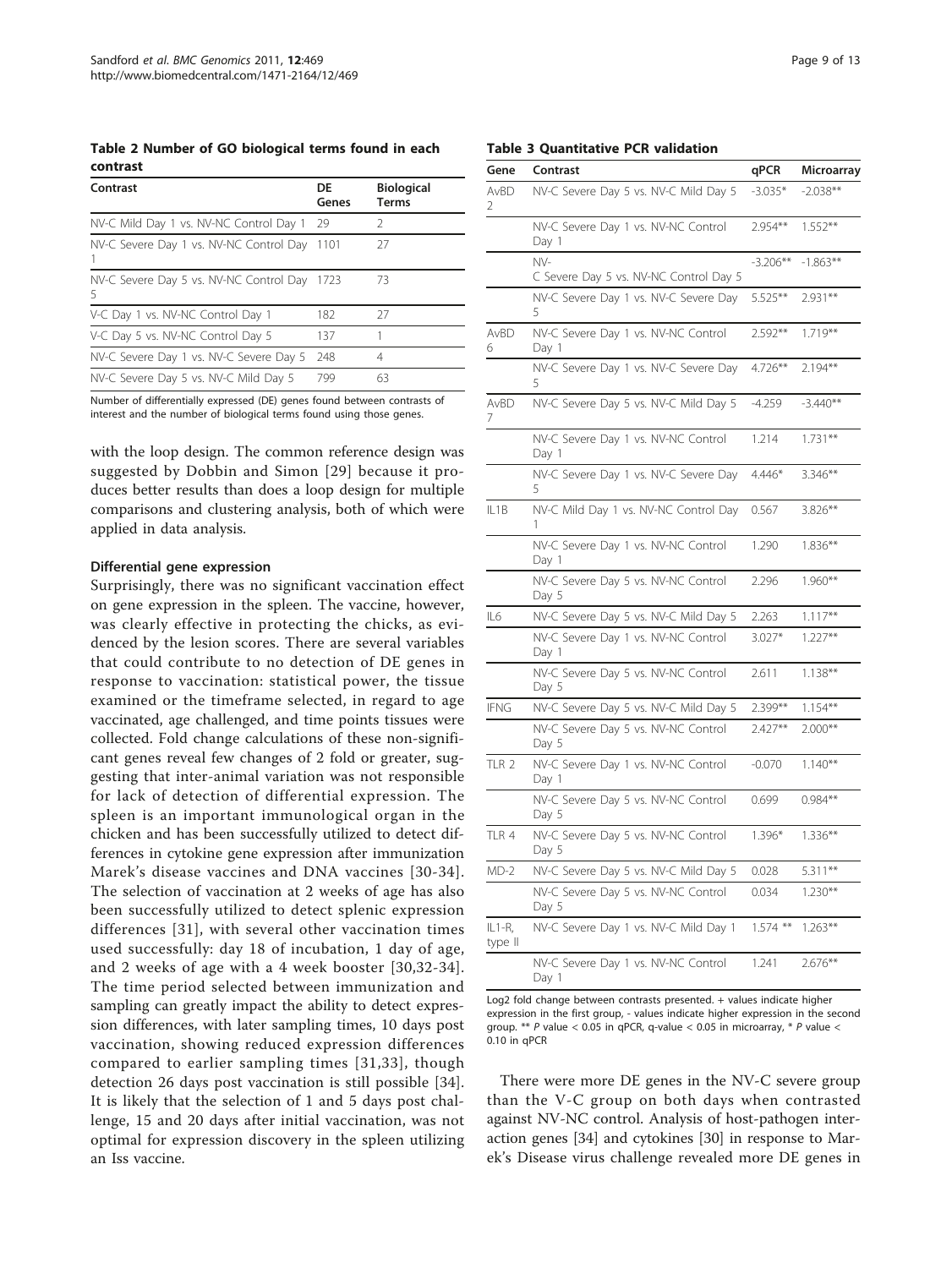**Table 2 Number of GO biological terms found in each contrast**

| Contrast | DE Genes | Biological Terms |
|---|---|---|
| NV-C Mild Day 1 vs. NV-NC Control Day 1 | 29 | 2 |
| NV-C Severe Day 1 vs. NV-NC Control Day 1 | 1101 | 27 |
| NV-C Severe Day 5 vs. NV-NC Control Day 5 | 1723 | 73 |
| V-C Day 1 vs. NV-NC Control Day 1 | 182 | 27 |
| V-C Day 5 vs. NV-NC Control Day 5 | 137 | 1 |
| NV-C Severe Day 1 vs. NV-C Severe Day 5 | 248 | 4 |
| NV-C Severe Day 5 vs. NV-C Mild Day 5 | 799 | 63 |

Number of differentially expressed (DE) genes found between contrasts of interest and the number of biological terms found using those genes.

with the loop design. The common reference design was suggested by Dobbin and Simon [29] because it produces better results than does a loop design for multiple comparisons and clustering analysis, both of which were applied in data analysis.

#### Differential gene expression

Surprisingly, there was no significant vaccination effect on gene expression in the spleen. The vaccine, however, was clearly effective in protecting the chicks, as evidenced by the lesion scores. There are several variables that could contribute to no detection of DE genes in response to vaccination: statistical power, the tissue examined or the timeframe selected, in regard to age vaccinated, age challenged, and time points tissues were collected. Fold change calculations of these non-significant genes reveal few changes of 2 fold or greater, suggesting that inter-animal variation was not responsible for lack of detection of differential expression. The spleen is an important immunological organ in the chicken and has been successfully utilized to detect differences in cytokine gene expression after immunization Marek's disease vaccines and DNA vaccines [30-34]. The selection of vaccination at 2 weeks of age has also been successfully utilized to detect splenic expression differences [31], with several other vaccination times used successfully: day 18 of incubation, 1 day of age, and 2 weeks of age with a 4 week booster [30,32-34]. The time period selected between immunization and sampling can greatly impact the ability to detect expression differences, with later sampling times, 10 days post vaccination, showing reduced expression differences compared to earlier sampling times [31,33], though detection 26 days post vaccination is still possible [34]. It is likely that the selection of 1 and 5 days post challenge, 15 and 20 days after initial vaccination, was not optimal for expression discovery in the spleen utilizing an Iss vaccine.

**Table 3 Quantitative PCR validation**

| Gene | Contrast | qPCR | Microarray |
|---|---|---|---|
| AvBD 2 | NV-C Severe Day 5 vs. NV-C Mild Day 5 | -3.035* | -2.038** |
| | NV-C Severe Day 1 vs. NV-NC Control Day 1 | 2.954** | 1.552** |
| | NV-C Severe Day 5 vs. NV-NC Control Day 5 | -3.206** | -1.863** |
| | NV-C Severe Day 1 vs. NV-C Severe Day 5 | 5.525** | 2.931** |
| AvBD 6 | NV-C Severe Day 1 vs. NV-NC Control Day 1 | 2.592** | 1.719** |
| | NV-C Severe Day 1 vs. NV-C Severe Day 5 | 4.726** | 2.194** |
| AvBD 7 | NV-C Severe Day 5 vs. NV-C Mild Day 5 | -4.259 | -3.440** |
| | NV-C Severe Day 1 vs. NV-NC Control Day 1 | 1.214 | 1.731** |
| | NV-C Severe Day 1 vs. NV-C Severe Day 5 | 4.446* | 3.346** |
| IL1B | NV-C Mild Day 1 vs. NV-NC Control Day 1 | 0.567 | 3.826** |
| | NV-C Severe Day 1 vs. NV-NC Control Day 1 | 1.290 | 1.836** |
| | NV-C Severe Day 5 vs. NV-NC Control Day 5 | 2.296 | 1.960** |
| IL6 | NV-C Severe Day 5 vs. NV-C Mild Day 5 | 2.263 | 1.117** |
| | NV-C Severe Day 1 vs. NV-NC Control Day 1 | 3.027* | 1.227** |
| | NV-C Severe Day 5 vs. NV-NC Control Day 5 | 2.611 | 1.138** |
| IFNG | NV-C Severe Day 5 vs. NV-C Mild Day 5 | 2.399** | 1.154** |
| | NV-C Severe Day 5 vs. NV-NC Control Day 5 | 2.427** | 2.000** |
| TLR 2 | NV-C Severe Day 1 vs. NV-NC Control Day 1 | -0.070 | 1.140** |
| | NV-C Severe Day 5 vs. NV-NC Control Day 5 | 0.699 | 0.984** |
| TLR 4 | NV-C Severe Day 5 vs. NV-NC Control Day 5 | 1.396* | 1.336** |
| MD-2 | NV-C Severe Day 5 vs. NV-C Mild Day 5 | 0.028 | 5.311** |
| | NV-C Severe Day 5 vs. NV-NC Control Day 5 | 0.034 | 1.230** |
| IL1-R, type II | NV-C Severe Day 1 vs. NV-C Mild Day 1 | 1.574 ** | 1.263** |
| | NV-C Severe Day 1 vs. NV-NC Control Day 1 | 1.241 | 2.676** |

Log2 fold change between contrasts presented. + values indicate higher expression in the first group, - values indicate higher expression in the second group. ** *P* value < 0.05 in qPCR, q-value < 0.05 in microarray, * *P* value < 0.10 in qPCR

There were more DE genes in the NV-C severe group than the V-C group on both days when contrasted against NV-NC control. Analysis of host-pathogen interaction genes [34] and cytokines [30] in response to Marek's Disease virus challenge revealed more DE genes in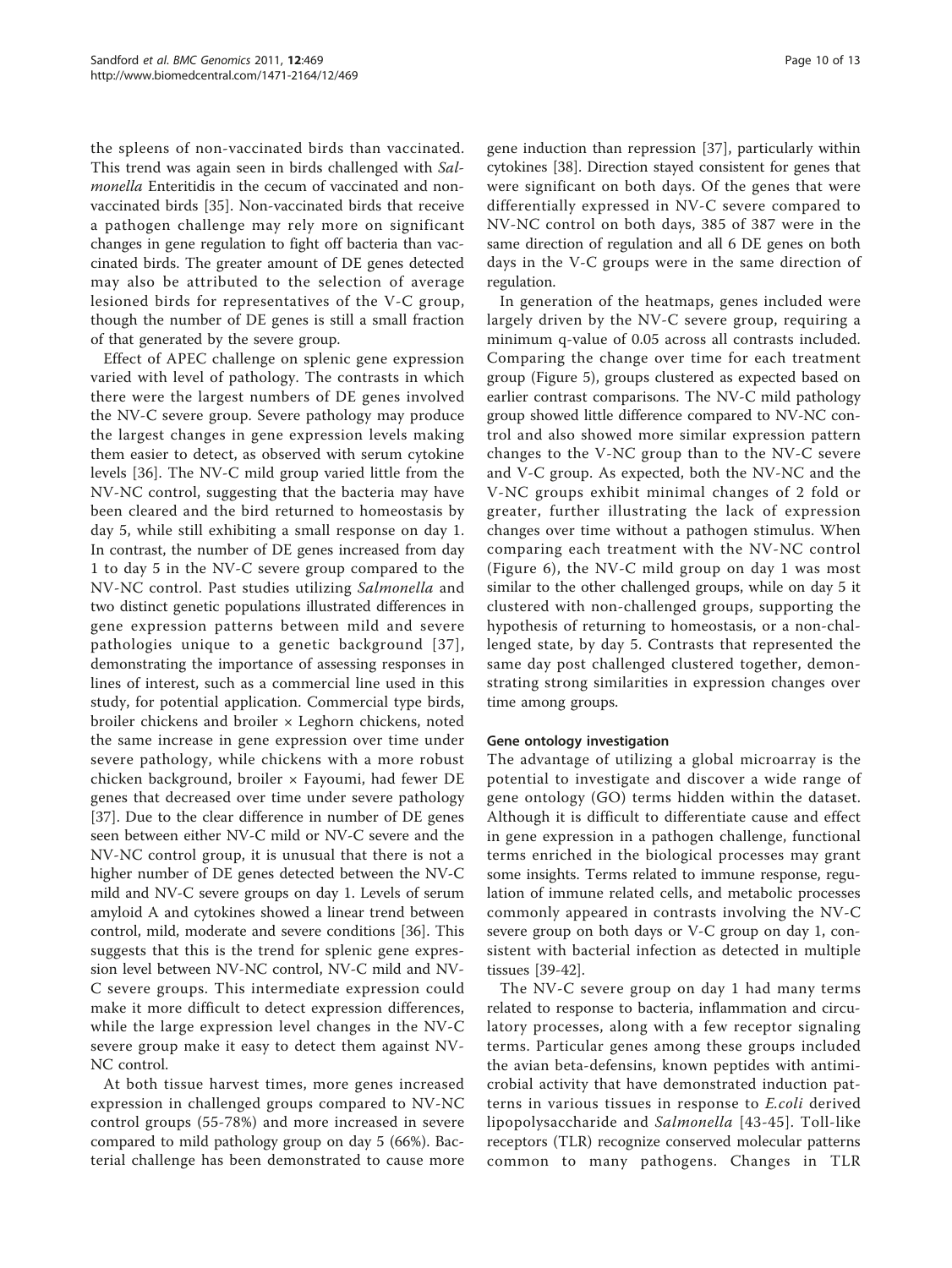the spleens of non-vaccinated birds than vaccinated. This trend was again seen in birds challenged with *Salmonella* Enteritidis in the cecum of vaccinated and non-vaccinated birds [35]. Non-vaccinated birds that receive a pathogen challenge may rely more on significant changes in gene regulation to fight off bacteria than vaccinated birds. The greater amount of DE genes detected may also be attributed to the selection of average lesioned birds for representatives of the V-C group, though the number of DE genes is still a small fraction of that generated by the severe group.

Effect of APEC challenge on splenic gene expression varied with level of pathology. The contrasts in which there were the largest numbers of DE genes involved the NV-C severe group. Severe pathology may produce the largest changes in gene expression levels making them easier to detect, as observed with serum cytokine levels [36]. The NV-C mild group varied little from the NV-NC control, suggesting that the bacteria may have been cleared and the bird returned to homeostasis by day 5, while still exhibiting a small response on day 1. In contrast, the number of DE genes increased from day 1 to day 5 in the NV-C severe group compared to the NV-NC control. Past studies utilizing *Salmonella* and two distinct genetic populations illustrated differences in gene expression patterns between mild and severe pathologies unique to a genetic background [37], demonstrating the importance of assessing responses in lines of interest, such as a commercial line used in this study, for potential application. Commercial type birds, broiler chickens and broiler × Leghorn chickens, noted the same increase in gene expression over time under severe pathology, while chickens with a more robust chicken background, broiler × Fayoumi, had fewer DE genes that decreased over time under severe pathology [37]. Due to the clear difference in number of DE genes seen between either NV-C mild or NV-C severe and the NV-NC control group, it is unusual that there is not a higher number of DE genes detected between the NV-C mild and NV-C severe groups on day 1. Levels of serum amyloid A and cytokines showed a linear trend between control, mild, moderate and severe conditions [36]. This suggests that this is the trend for splenic gene expression level between NV-NC control, NV-C mild and NV-C severe groups. This intermediate expression could make it more difficult to detect expression differences, while the large expression level changes in the NV-C severe group make it easy to detect them against NV-NC control.

At both tissue harvest times, more genes increased expression in challenged groups compared to NV-NC control groups (55-78%) and more increased in severe compared to mild pathology group on day 5 (66%). Bacterial challenge has been demonstrated to cause more gene induction than repression [37], particularly within cytokines [38]. Direction stayed consistent for genes that were significant on both days. Of the genes that were differentially expressed in NV-C severe compared to NV-NC control on both days, 385 of 387 were in the same direction of regulation and all 6 DE genes on both days in the V-C groups were in the same direction of regulation.

In generation of the heatmaps, genes included were largely driven by the NV-C severe group, requiring a minimum q-value of 0.05 across all contrasts included. Comparing the change over time for each treatment group (Figure 5), groups clustered as expected based on earlier contrast comparisons. The NV-C mild pathology group showed little difference compared to NV-NC control and also showed more similar expression pattern changes to the V-NC group than to the NV-C severe and V-C group. As expected, both the NV-NC and the V-NC groups exhibit minimal changes of 2 fold or greater, further illustrating the lack of expression changes over time without a pathogen stimulus. When comparing each treatment with the NV-NC control (Figure 6), the NV-C mild group on day 1 was most similar to the other challenged groups, while on day 5 it clustered with non-challenged groups, supporting the hypothesis of returning to homeostasis, or a non-challenged state, by day 5. Contrasts that represented the same day post challenged clustered together, demonstrating strong similarities in expression changes over time among groups.

### Gene ontology investigation

The advantage of utilizing a global microarray is the potential to investigate and discover a wide range of gene ontology (GO) terms hidden within the dataset. Although it is difficult to differentiate cause and effect in gene expression in a pathogen challenge, functional terms enriched in the biological processes may grant some insights. Terms related to immune response, regulation of immune related cells, and metabolic processes commonly appeared in contrasts involving the NV-C severe group on both days or V-C group on day 1, consistent with bacterial infection as detected in multiple tissues [39-42].

The NV-C severe group on day 1 had many terms related to response to bacteria, inflammation and circulatory processes, along with a few receptor signaling terms. Particular genes among these groups included the avian beta-defensins, known peptides with antimicrobial activity that have demonstrated induction patterns in various tissues in response to *E.coli* derived lipopolysaccharide and *Salmonella* [43-45]. Toll-like receptors (TLR) recognize conserved molecular patterns common to many pathogens. Changes in TLR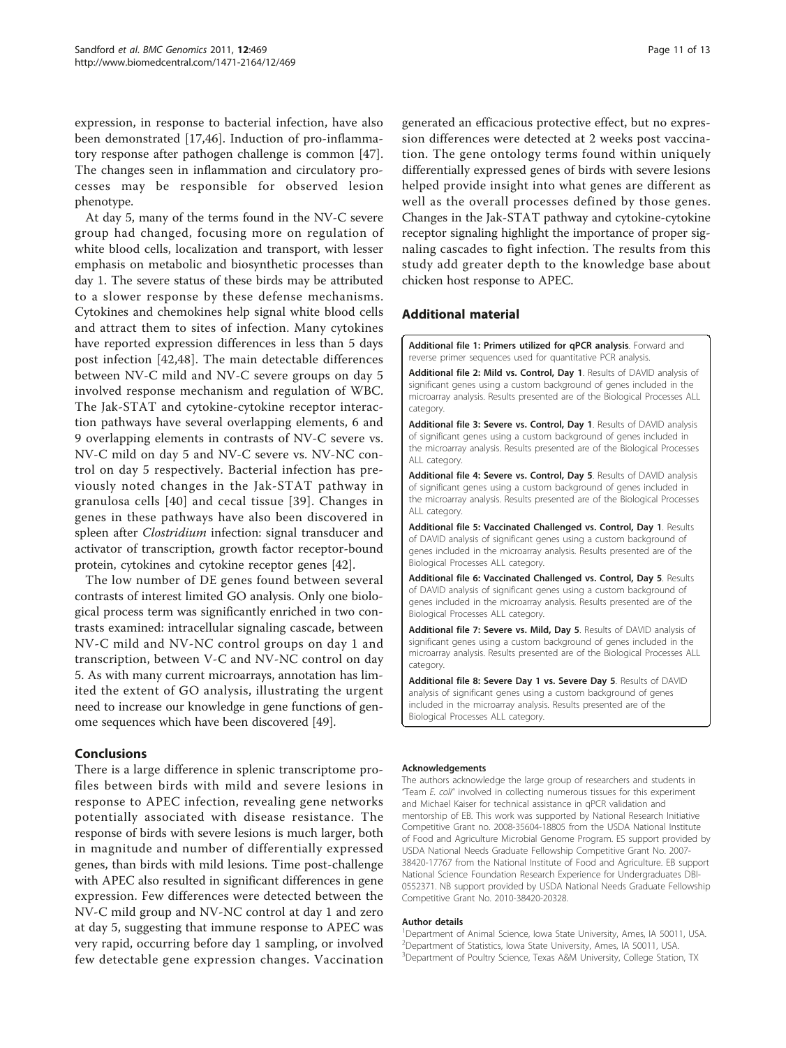expression, in response to bacterial infection, have also been demonstrated [17,46]. Induction of pro-inflammatory response after pathogen challenge is common [47]. The changes seen in inflammation and circulatory processes may be responsible for observed lesion phenotype.

At day 5, many of the terms found in the NV-C severe group had changed, focusing more on regulation of white blood cells, localization and transport, with lesser emphasis on metabolic and biosynthetic processes than day 1. The severe status of these birds may be attributed to a slower response by these defense mechanisms. Cytokines and chemokines help signal white blood cells and attract them to sites of infection. Many cytokines have reported expression differences in less than 5 days post infection [42,48]. The main detectable differences between NV-C mild and NV-C severe groups on day 5 involved response mechanism and regulation of WBC. The Jak-STAT and cytokine-cytokine receptor interaction pathways have several overlapping elements, 6 and 9 overlapping elements in contrasts of NV-C severe vs. NV-C mild on day 5 and NV-C severe vs. NV-NC control on day 5 respectively. Bacterial infection has previously noted changes in the Jak-STAT pathway in granulosa cells [40] and cecal tissue [39]. Changes in genes in these pathways have also been discovered in spleen after *Clostridium* infection: signal transducer and activator of transcription, growth factor receptor-bound protein, cytokines and cytokine receptor genes [42].

The low number of DE genes found between several contrasts of interest limited GO analysis. Only one biological process term was significantly enriched in two contrasts examined: intracellular signaling cascade, between NV-C mild and NV-NC control groups on day 1 and transcription, between V-C and NV-NC control on day 5. As with many current microarrays, annotation has limited the extent of GO analysis, illustrating the urgent need to increase our knowledge in gene functions of genome sequences which have been discovered [49].

## Conclusions

There is a large difference in splenic transcriptome profiles between birds with mild and severe lesions in response to APEC infection, revealing gene networks potentially associated with disease resistance. The response of birds with severe lesions is much larger, both in magnitude and number of differentially expressed genes, than birds with mild lesions. Time post-challenge with APEC also resulted in significant differences in gene expression. Few differences were detected between the NV-C mild group and NV-NC control at day 1 and zero at day 5, suggesting that immune response to APEC was very rapid, occurring before day 1 sampling, or involved few detectable gene expression changes. Vaccination generated an efficacious protective effect, but no expression differences were detected at 2 weeks post vaccination. The gene ontology terms found within uniquely differentially expressed genes of birds with severe lesions helped provide insight into what genes are different as well as the overall processes defined by those genes. Changes in the Jak-STAT pathway and cytokine-cytokine receptor signaling highlight the importance of proper signaling cascades to fight infection. The results from this study add greater depth to the knowledge base about chicken host response to APEC.

## Additional material

**Additional file 1: Primers utilized for qPCR analysis**. Forward and reverse primer sequences used for quantitative PCR analysis.

**Additional file 2: Mild vs. Control, Day 1**. Results of DAVID analysis of significant genes using a custom background of genes included in the microarray analysis. Results presented are of the Biological Processes ALL category.

**Additional file 3: Severe vs. Control, Day 1**. Results of DAVID analysis of significant genes using a custom background of genes included in the microarray analysis. Results presented are of the Biological Processes ALL category.

**Additional file 4: Severe vs. Control, Day 5**. Results of DAVID analysis of significant genes using a custom background of genes included in the microarray analysis. Results presented are of the Biological Processes ALL category.

**Additional file 5: Vaccinated Challenged vs. Control, Day 1**. Results of DAVID analysis of significant genes using a custom background of genes included in the microarray analysis. Results presented are of the Biological Processes ALL category.

**Additional file 6: Vaccinated Challenged vs. Control, Day 5**. Results of DAVID analysis of significant genes using a custom background of genes included in the microarray analysis. Results presented are of the Biological Processes ALL category.

**Additional file 7: Severe vs. Mild, Day 5**. Results of DAVID analysis of significant genes using a custom background of genes included in the microarray analysis. Results presented are of the Biological Processes ALL category.

**Additional file 8: Severe Day 1 vs. Severe Day 5**. Results of DAVID analysis of significant genes using a custom background of genes included in the microarray analysis. Results presented are of the Biological Processes ALL category.

#### Acknowledgements

The authors acknowledge the large group of researchers and students in "Team *E. coli*" involved in collecting numerous tissues for this experiment and Michael Kaiser for technical assistance in qPCR validation and mentorship of EB. This work was supported by National Research Initiative Competitive Grant no. 2008-35604-18805 from the USDA National Institute of Food and Agriculture Microbial Genome Program. ES support provided by USDA National Needs Graduate Fellowship Competitive Grant No. 2007-38420-17767 from the National Institute of Food and Agriculture. EB support National Science Foundation Research Experience for Undergraduates DBI-0552371. NB support provided by USDA National Needs Graduate Fellowship Competitive Grant No. 2010-38420-20328.

#### Author details

[1]Department of Animal Science, Iowa State University, Ames, IA 50011, USA. [2]Department of Statistics, Iowa State University, Ames, IA 50011, USA. [3]Department of Poultry Science, Texas A&M University, College Station, TX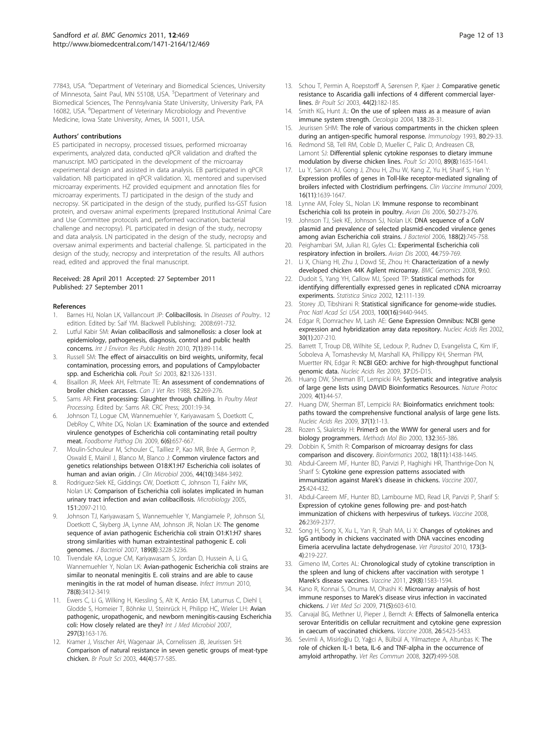77843, USA. [4]Department of Veterinary and Biomedical Sciences, University of Minnesota, Saint Paul, MN 55108, USA. [5]Department of Veterinary and Biomedical Sciences, The Pennsylvania State University, University Park, PA 16082, USA. [6]Department of Veterinary Microbiology and Preventive Medicine, Iowa State University, Ames, IA 50011, USA.

#### Authors' contributions

ES participated in necropsy, processed tissues, performed microarray experiments, analyzed data, conducted qPCR validation and drafted the manuscript. MO participated in the development of the microarray experimental design and assisted in data analysis. EB participated in qPCR validation. NB participated in qPCR validation. XL mentored and supervised microarray experiments. HZ provided equipment and annotation files for microarray experiments. TJ participated in the design of the study and necropsy. SK participated in the design of the study, purified Iss-GST fusion protein, and oversaw animal experiments (prepared Institutional Animal Care and Use Committee protocols and, performed vaccination, bacterial challenge and necropsy). PL participated in design of the study, necropsy and data analysis. LN participated in the design of the study, necropsy and oversaw animal experiments and bacterial challenge. SL participated in the design of the study, necropsy and interpretation of the results. All authors read, edited and approved the final manuscript.

Received: 28 April 2011 Accepted: 27 September 2011
Published: 27 September 2011

#### References

1. Barnes HJ, Nolan LK, Vaillancourt JP: **Colibacillosis.** In *Diseases of Poultry.*. 12 edition. Edited by: Saif YM. Blackwell Publishing; 2008:691-732.
2. Lutful Kabir SM: **Avian colibacillosis and salmonellosis: a closer look at epidemiology, pathogenesis, diagnosis, control and public health concerns.** *Int J Environ Res Public Health* 2010, **7(1)**:89-114.
3. Russell SM: **The effect of airsacculitis on bird weights, uniformity, fecal contamination, processing errors, and populations of Campylobacter spp. and Escherichia coli.** *Poult Sci* 2003, **82**:1326-1331.
4. Bisaillon JR, Meek AH, Feltmate TE: **An assessment of condemnations of broiler chicken carcasses.** *Can J Vet Res* 1988, **52**:269-276.
5. Sams AR: **First processing: Slaughter through chilling.** In *Poultry Meat Processing*. Edited by: Sams AR. CRC Press; 2001:19-34.
6. Johnson TJ, Logue CM, Wannemuehler Y, Kariyawasam S, Doetkott C, DebRoy C, White DG, Nolan LK: **Examination of the source and extended virulence genotypes of Escherichia coli contaminating retail poultry meat.** *Foodborne Pathog Dis* 2009, **6(6)**:657-667.
7. Moulin-Schouleur M, Schouler C, Tailliez P, Kao MR, Brée A, Germon P, Oswald E, Mainil J, Blanco M, Blanco J: **Common virulence factors and genetics relationships between O18:K1:H7 Escherichia coli isolates of human and avian origin.** *J Clin Microbiol* 2006, **44(10)**:3484-3492.
8. Rodriguez-Siek KE, Giddings CW, Doetkott C, Johnson TJ, Fakhr MK, Nolan LK: **Comparison of Escherichia coli isolates implicated in human urinary tract infection and avian colibacillosis.** *Microbiology* 2005, **151**:2097-2110.
9. Johnson TJ, Kariyawasam S, Wannemuehler Y, Mangiamele P, Johnson SJ, Doetkott C, Skyberg JA, Lynne AM, Johnson JR, Nolan LK: **The genome sequence of avian pathogenic Escherichia coli strain O1:K1:H7 shares strong similarities with human extraintestinal pathogenic E. coli genomes.** *J Bacteriol* 2007, **189(8)**:3228-3236.
10. Tivendale KA, Logue CM, Kariyawasam S, Jordan D, Hussein A, Li G, Wannemuehler Y, Nolan LK: **Avian-pathogenic Escherichia coli strains are similar to neonatal meningitis E. coli strains and are able to cause meningitis in the rat model of human disease.** *Infect Immun* 2010, **78(8)**:3412-3419.
11. Ewers C, Li G, Wilking H, Kiessling S, Alt K, Antáo EM, Laturnus C, Diehl I, Glodde S, Homeier T, Böhnke U, Steinrück H, Philipp HC, Wieler LH: **Avian pathogenic, uropathogenic, and newborn meningitis-causing Escherichia coli: How closely related are they?** *Int J Med Microbiol* 2007, **297(3)**:163-176.
12. Kramer J, Visscher AH, Wagenaar JA, Cornelissen JB, Jeurissen SH: **Comparison of natural resistance in seven genetic groups of meat-type chicken.** *Br Poult Sci* 2003, **44(4)**:577-585.
13. Schou T, Permin A, Roepstorff A, Sørensen P, Kjaer J: **Comparative genetic resistance to Ascaridia galli infections of 4 different commercial layer-lines.** *Br Poult Sci* 2003, **44(2)**:182-185.
14. Smith KG, Hunt JL: **On the use of spleen mass as a measure of avian immune system strength.** *Oecologia* 2004, **138**:28-31.
15. Jeurissen SHM: **The role of various compartments in the chicken spleen during an antigen-specific humoral response.** *Immunology* 1993, **80**:29-33.
16. Redmond SB, Tell RM, Coble D, Mueller C, Palic D, Andreasen CB, Lamont SJ: **Differential splenic cytokine responses to dietary immune modulation by diverse chicken lines.** *Poult Sci* 2010, **89(8)**:1635-1641.
17. Lu Y, Sarson AJ, Gong J, Zhou H, Zhu W, Kang Z, Yu H, Sharif S, Han Y: **Expression profiles of genes in Toll-like receptor-mediated signaling of broilers infected with Clostridium perfringens.** *Clin Vaccine Immunol* 2009, **16(11)**:1639-1647.
18. Lynne AM, Foley SL, Nolan LK: **Immune response to recombinant Escherichia coli Iss protein in poultry.** *Avian Dis* 2006, **50**:273-276.
19. Johnson TJ, Siek KE, Johnson SJ, Nolan LK: **DNA sequence of a ColV plasmid and prevalence of selected plasmid-encoded virulence genes among avian Escherichia coli strains.** *J Bacteriol* 2006, **188(2)**:745-758.
20. Peighambari SM, Julian RJ, Gyles CL: **Experimental Escherichia coli respiratory infection in broilers.** *Avian Dis* 2000, **44**:759-769.
21. Li X, Chiang HI, Zhu J, Dowd SE, Zhou H: **Characterization of a newly developed chicken 44K Agilent microarray.** *BMC Genomics* 2008, **9**:60.
22. Dudoit S, Yang YH, Callow MJ, Speed TP: **Statistical methods for identifying differentially expressed genes in replicated cDNA microarray experiments.** *Statistica Sinica* 2002, **12**:111-139.
23. Storey JD, Tibshirani R: **Statistical significance for genome-wide studies.** *Proc Natl Acad Sci USA* 2003, **100(16)**:9440-9445.
24. Edgar R, Domrachev M, Lash AE: **Gene Expression Omnibus: NCBI gene expression and hybridization array data repository.** *Nucleic Acids Res* 2002, **30(1)**:207-210.
25. Barrett T, Troup DB, Wilhite SE, Ledoux P, Rudnev D, Evangelista C, Kim IF, Soboleva A, Tomashevsky M, Marshall KA, Phillippy KH, Sherman PM, Muertter RN, Edgar R: **NCBI GEO: archive for high-throughput functional genomic data.** *Nucleic Acids Res* 2009, **37**:D5-D15.
26. Huang DW, Sherman BT, Lempicki RA: **Systematic and integrative analysis of large gene lists using DAVID Bioinformatics Resources.** *Nature Protoc* 2009, **4(1)**:44-57.
27. Huang DW, Sherman BT, Lempicki RA: **Bioinformatics enrichment tools: paths toward the comprehensive functional analysis of large gene lists.** *Nucleic Acids Res* 2009, **37(1)**:1-13.
28. Rozen S, Skaletsky H: **Primer3 on the WWW for general users and for biology programmers.** *Methods Mol Bio* 2000, **132**:365-386.
29. Dobbin K, Smith R: **Comparison of microarray designs for class comparison and discovery.** *Bioinformatics* 2002, **18(11)**:1438-1445.
30. Abdul-Careem MF, Hunter BD, Parvizi P, Haghighi HR, Thanthrige-Don N, Sharif S: **Cytokine gene expression patterns associated with immunization against Marek's disease in chickens.** *Vaccine* 2007, **25**:424-432.
31. Abdul-Careem MF, Hunter BD, Lambourne MD, Read LR, Parvizi P, Sharif S: **Expression of cytokine genes following pre- and post-hatch immunization of chickens with herpesvirus of turkeys.** *Vaccine* 2008, **26**:2369-2377.
32. Song H, Song X, Xu L, Yan R, Shah MA, Li X: **Changes of cytokines and IgG antibody in chickens vaccinated with DNA vaccines encoding Eimeria acervulina lactate dehydrogenase.** *Vet Parasitol* 2010, **173(3-4)**:219-227.
33. Gimeno IM, Cortes AL: **Chronological study of cytokine transcription in the spleen and lung of chickens after vaccination with serotype 1 Marek's disease vaccines.** *Vaccine* 2011, **29(8)**:1583-1594.
34. Kano R, Konnai S, Onuma M, Ohashi K: **Microarray analysis of host immune responses to Marek's disease virus infection in vaccinated chickens.** *J Vet Med Sci* 2009, **71(5)**:603-610.
35. Carvajal BG, Methner U, Pieper J, Berndt A: **Effects of Salmonella enterica serovar Enteritidis on cellular recruitment and cytokine gene expression in caecum of vaccinated chickens.** *Vaccine* 2008, **26**:5423-5433.
36. Sevimli A, Misirloğlu D, Yağci A, Bülbül A, Yilmaztepe A, Altunbas K: **The role of chicken IL-1 beta, IL-6 and TNF-alpha in the occurrence of amyloid arthropathy.** *Vet Res Commun* 2008, **32(7)**:499-508.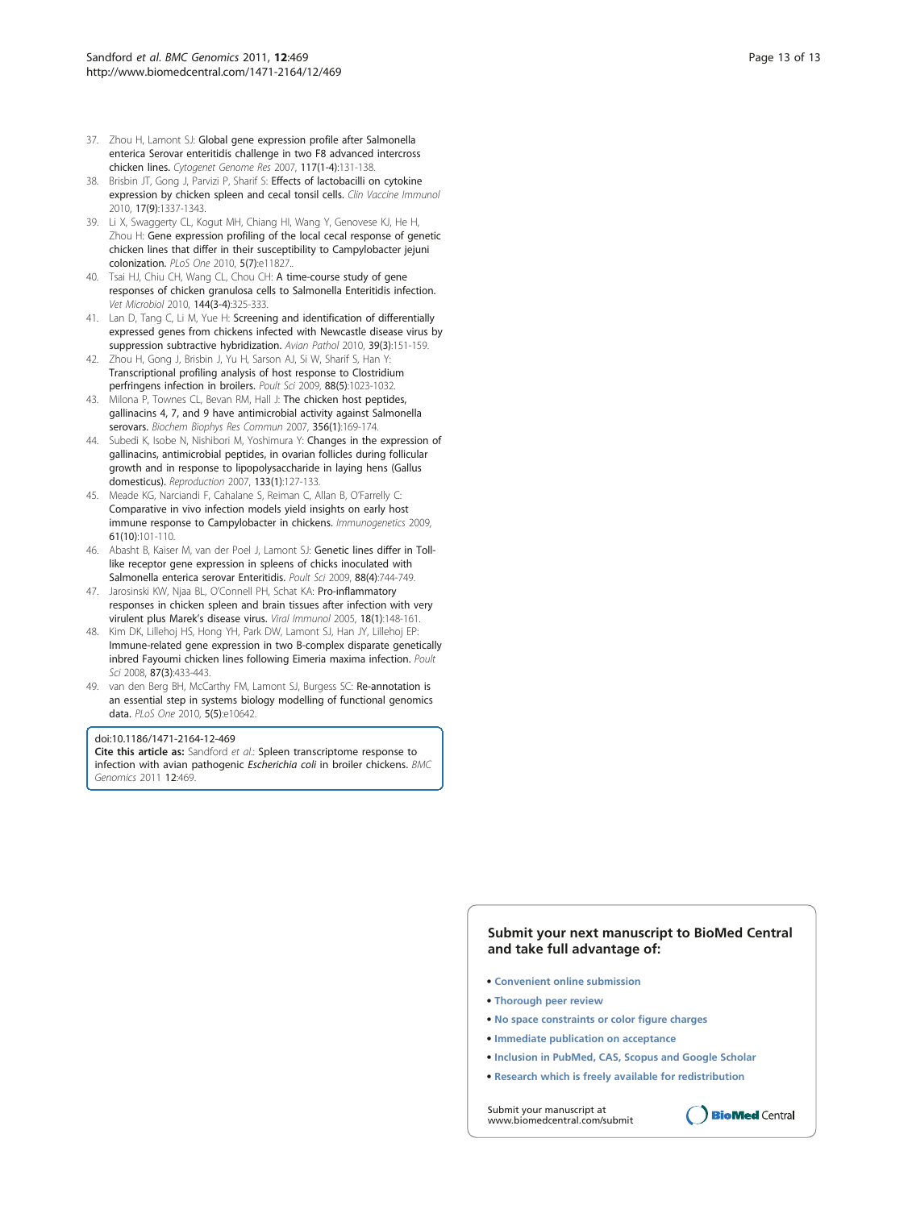37. Zhou H, Lamont SJ: **Global gene expression profile after Salmonella enterica Serovar enteritidis challenge in two F8 advanced intercross chicken lines.** *Cytogenet Genome Res* 2007, **117(1-4)**:131-138.
38. Brisbin JT, Gong J, Parvizi P, Sharif S: **Effects of lactobacilli on cytokine expression by chicken spleen and cecal tonsil cells.** *Clin Vaccine Immunol* 2010, **17(9)**:1337-1343.
39. Li X, Swaggerty CL, Kogut MH, Chiang HI, Wang Y, Genovese KJ, He H, Zhou H: **Gene expression profiling of the local cecal response of genetic chicken lines that differ in their susceptibility to Campylobacter jejuni colonization.** *PLoS One* 2010, **5(7)**:e11827..
40. Tsai HJ, Chiu CH, Wang CL, Chou CH: **A time-course study of gene responses of chicken granulosa cells to Salmonella Enteritidis infection.** *Vet Microbiol* 2010, **144(3-4)**:325-333.
41. Lan D, Tang C, Li M, Yue H: **Screening and identification of differentially expressed genes from chickens infected with Newcastle disease virus by suppression subtractive hybridization.** *Avian Pathol* 2010, **39(3)**:151-159.
42. Zhou H, Gong J, Brisbin J, Yu H, Sarson AJ, Si W, Sharif S, Han Y: **Transcriptional profiling analysis of host response to Clostridium perfringens infection in broilers.** *Poult Sci* 2009, **88(5)**:1023-1032.
43. Milona P, Townes CL, Bevan RM, Hall J: **The chicken host peptides, gallinacins 4, 7, and 9 have antimicrobial activity against Salmonella serovars.** *Biochem Biophys Res Commun* 2007, **356(1)**:169-174.
44. Subedi K, Isobe N, Nishibori M, Yoshimura Y: **Changes in the expression of gallinacins, antimicrobial peptides, in ovarian follicles during follicular growth and in response to lipopolysaccharide in laying hens (Gallus domesticus).** *Reproduction* 2007, **133(1)**:127-133.
45. Meade KG, Narciandi F, Cahalane S, Reiman C, Allan B, O'Farrelly C: **Comparative in vivo infection models yield insights on early host immune response to Campylobacter in chickens.** *Immunogenetics* 2009, **61(10)**:101-110.
46. Abasht B, Kaiser M, van der Poel J, Lamont SJ: **Genetic lines differ in Toll-like receptor gene expression in spleens of chicks inoculated with Salmonella enterica serovar Enteritidis.** *Poult Sci* 2009, **88(4)**:744-749.
47. Jarosinski KW, Njaa BL, O'Connell PH, Schat KA: **Pro-inflammatory responses in chicken spleen and brain tissues after infection with very virulent plus Marek's disease virus.** *Viral Immunol* 2005, **18(1)**:148-161.
48. Kim DK, Lillehoj HS, Hong YH, Park DW, Lamont SJ, Han JY, Lillehoj EP: **Immune-related gene expression in two B-complex disparate genetically inbred Fayoumi chicken lines following Eimeria maxima infection.** *Poult Sci* 2008, **87(3)**:433-443.
49. van den Berg BH, McCarthy FM, Lamont SJ, Burgess SC: **Re-annotation is an essential step in systems biology modelling of functional genomics data.** *PLoS One* 2010, **5(5)**:e10642.

doi:10.1186/1471-2164-12-469
**Cite this article as:** Sandford *et al.*: Spleen transcriptome response to infection with avian pathogenic *Escherichia coli* in broiler chickens. *BMC Genomics* 2011 **12**:469.

**Submit your next manuscript to BioMed Central and take full advantage of:**

- **Convenient online submission**
- **Thorough peer review**
- **No space constraints or color figure charges**
- **Immediate publication on acceptance**
- **Inclusion in PubMed, CAS, Scopus and Google Scholar**
- **Research which is freely available for redistribution**

Submit your manuscript at
www.biomedcentral.com/submit

BioMed Central